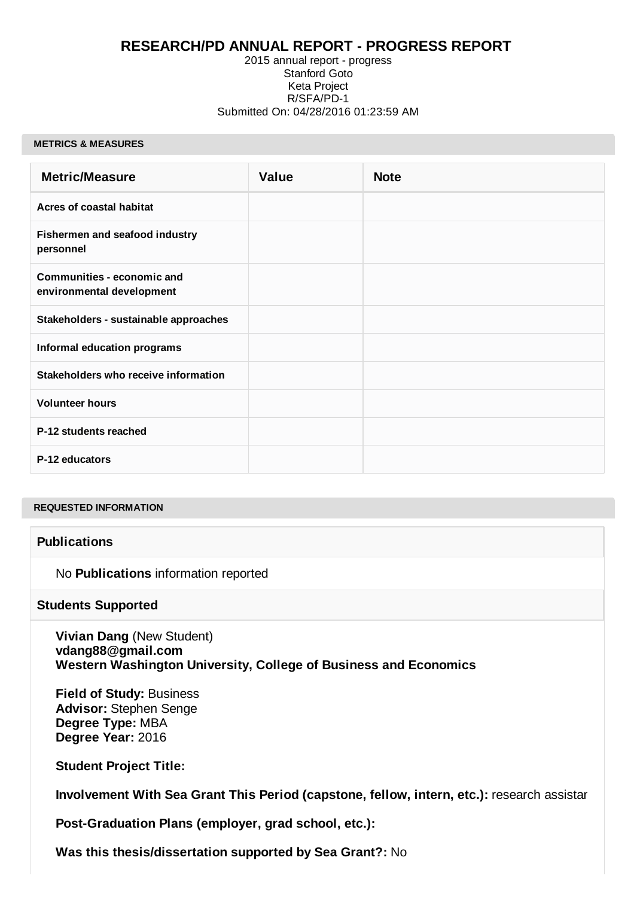# RESEARCH/PD ANNUAL REPORT - PROGRESS REPORT

2015 annual report - progress
Stanford Goto
Keta Project
R/SFA/PD-1
Submitted On: 04/28/2016 01:23:59 AM

## METRICS & MEASURES

| Metric/Measure | Value | Note |
|---|---|---|
| Acres of coastal habitat | | |
| Fishermen and seafood industry personnel | | |
| Communities - economic and environmental development | | |
| Stakeholders - sustainable approaches | | |
| Informal education programs | | |
| Stakeholders who receive information | | |
| Volunteer hours | | |
| P-12 students reached | | |
| P-12 educators | | |

## REQUESTED INFORMATION

### Publications

No **Publications** information reported

### Students Supported

**Vivian Dang** (New Student)
**vdang88@gmail.com**
**Western Washington University, College of Business and Economics**

**Field of Study:** Business
**Advisor:** Stephen Senge
**Degree Type:** MBA
**Degree Year:** 2016

**Student Project Title:**

**Involvement With Sea Grant This Period (capstone, fellow, intern, etc.):** research assistar

**Post-Graduation Plans (employer, grad school, etc.):**

**Was this thesis/dissertation supported by Sea Grant?:** No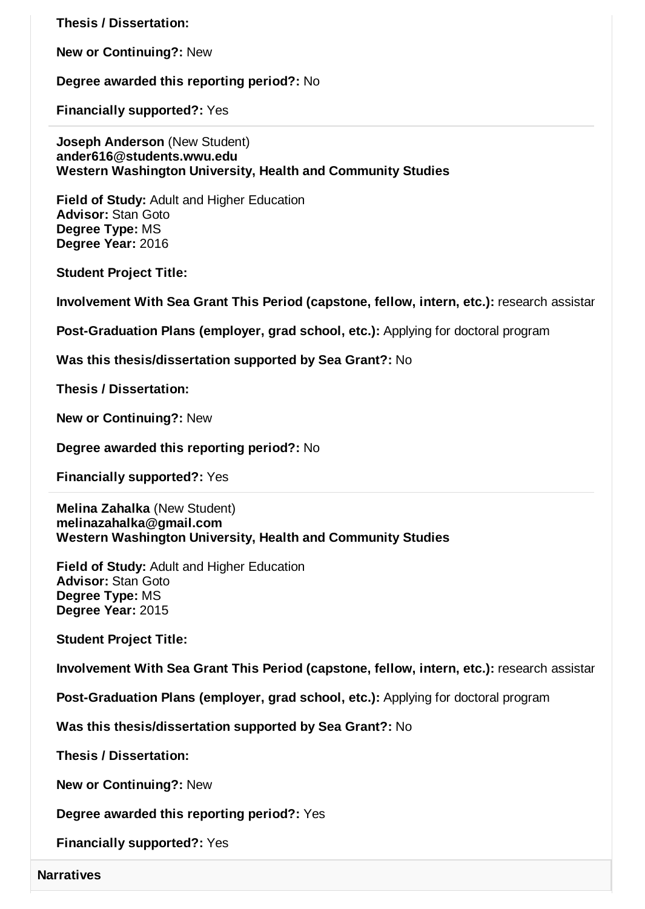**Thesis / Dissertation:**

**New or Continuing?:** New

**Degree awarded this reporting period?:** No

**Financially supported?:** Yes

---

**Joseph Anderson** (New Student)
**ander616@students.wwu.edu**
**Western Washington University, Health and Community Studies**

**Field of Study:** Adult and Higher Education
**Advisor:** Stan Goto
**Degree Type:** MS
**Degree Year:** 2016

**Student Project Title:**

**Involvement With Sea Grant This Period (capstone, fellow, intern, etc.):** research assistar

**Post-Graduation Plans (employer, grad school, etc.):** Applying for doctoral program

**Was this thesis/dissertation supported by Sea Grant?:** No

**Thesis / Dissertation:**

**New or Continuing?:** New

**Degree awarded this reporting period?:** No

**Financially supported?:** Yes

---

**Melina Zahalka** (New Student)
**melinazahalka@gmail.com**
**Western Washington University, Health and Community Studies**

**Field of Study:** Adult and Higher Education
**Advisor:** Stan Goto
**Degree Type:** MS
**Degree Year:** 2015

**Student Project Title:**

**Involvement With Sea Grant This Period (capstone, fellow, intern, etc.):** research assistar

**Post-Graduation Plans (employer, grad school, etc.):** Applying for doctoral program

**Was this thesis/dissertation supported by Sea Grant?:** No

**Thesis / Dissertation:**

**New or Continuing?:** New

**Degree awarded this reporting period?:** Yes

**Financially supported?:** Yes

## Narratives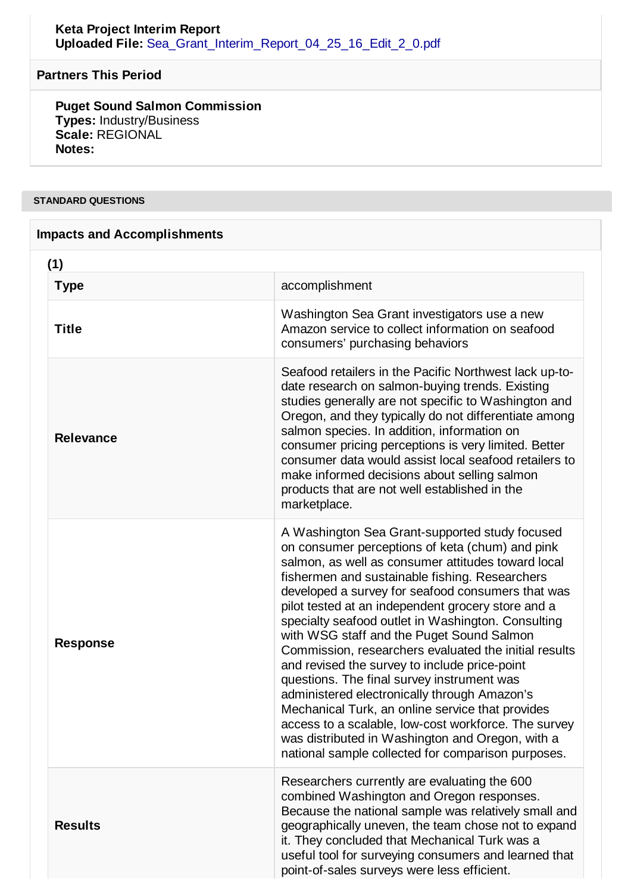**Keta Project Interim Report**
**Uploaded File:** Sea_Grant_Interim_Report_04_25_16_Edit_2_0.pdf

### Partners This Period

**Puget Sound Salmon Commission**
**Types:** Industry/Business
**Scale:** REGIONAL
**Notes:**

## STANDARD QUESTIONS

### Impacts and Accomplishments

**(1)**

| | |
|---|---|
| **Type** | accomplishment |
| **Title** | Washington Sea Grant investigators use a new Amazon service to collect information on seafood consumers' purchasing behaviors |
| **Relevance** | Seafood retailers in the Pacific Northwest lack up-to-date research on salmon-buying trends. Existing studies generally are not specific to Washington and Oregon, and they typically do not differentiate among salmon species. In addition, information on consumer pricing perceptions is very limited. Better consumer data would assist local seafood retailers to make informed decisions about selling salmon products that are not well established in the marketplace. |
| **Response** | A Washington Sea Grant-supported study focused on consumer perceptions of keta (chum) and pink salmon, as well as consumer attitudes toward local fishermen and sustainable fishing. Researchers developed a survey for seafood consumers that was pilot tested at an independent grocery store and a specialty seafood outlet in Washington. Consulting with WSG staff and the Puget Sound Salmon Commission, researchers evaluated the initial results and revised the survey to include price-point questions. The final survey instrument was administered electronically through Amazon's Mechanical Turk, an online service that provides access to a scalable, low-cost workforce. The survey was distributed in Washington and Oregon, with a national sample collected for comparison purposes. |
| **Results** | Researchers currently are evaluating the 600 combined Washington and Oregon responses. Because the national sample was relatively small and geographically uneven, the team chose not to expand it. They concluded that Mechanical Turk was a useful tool for surveying consumers and learned that point-of-sales surveys were less efficient. |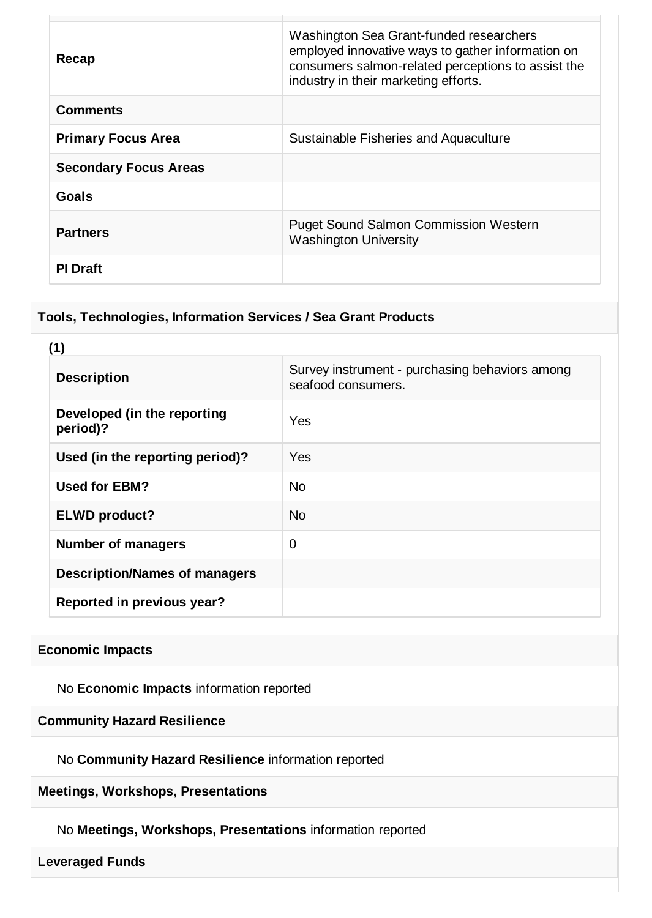| | |
|---|---|
| **Recap** | Washington Sea Grant-funded researchers employed innovative ways to gather information on consumers salmon-related perceptions to assist the industry in their marketing efforts. |
| **Comments** | |
| **Primary Focus Area** | Sustainable Fisheries and Aquaculture |
| **Secondary Focus Areas** | |
| **Goals** | |
| **Partners** | Puget Sound Salmon Commission Western Washington University |
| **PI Draft** | |

## Tools, Technologies, Information Services / Sea Grant Products

**(1)**

| | |
|---|---|
| **Description** | Survey instrument - purchasing behaviors among seafood consumers. |
| **Developed (in the reporting period)?** | Yes |
| **Used (in the reporting period)?** | Yes |
| **Used for EBM?** | No |
| **ELWD product?** | No |
| **Number of managers** | 0 |
| **Description/Names of managers** | |
| **Reported in previous year?** | |

## Economic Impacts

No **Economic Impacts** information reported

## Community Hazard Resilience

No **Community Hazard Resilience** information reported

## Meetings, Workshops, Presentations

No **Meetings, Workshops, Presentations** information reported

## Leveraged Funds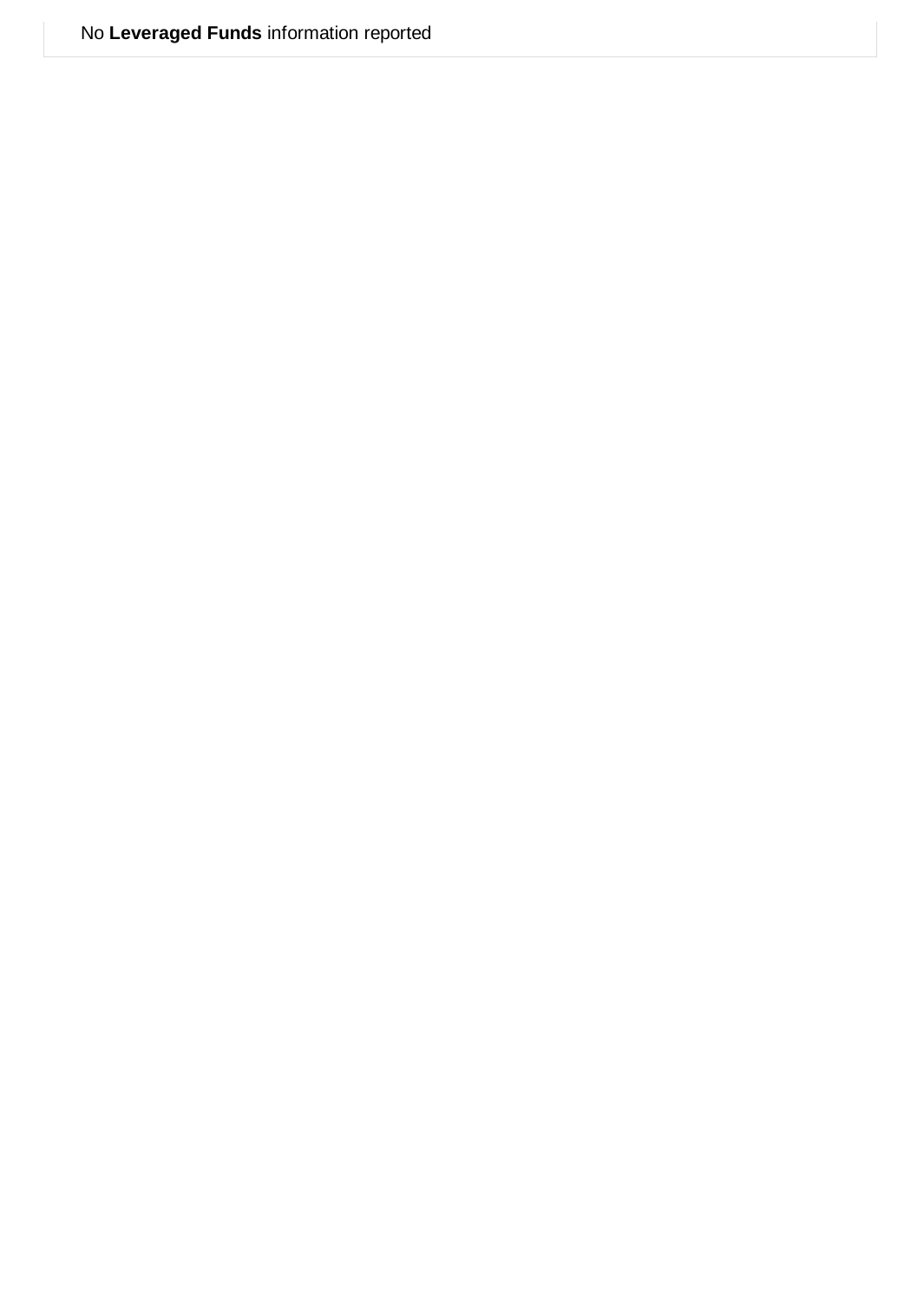No **Leveraged Funds** information reported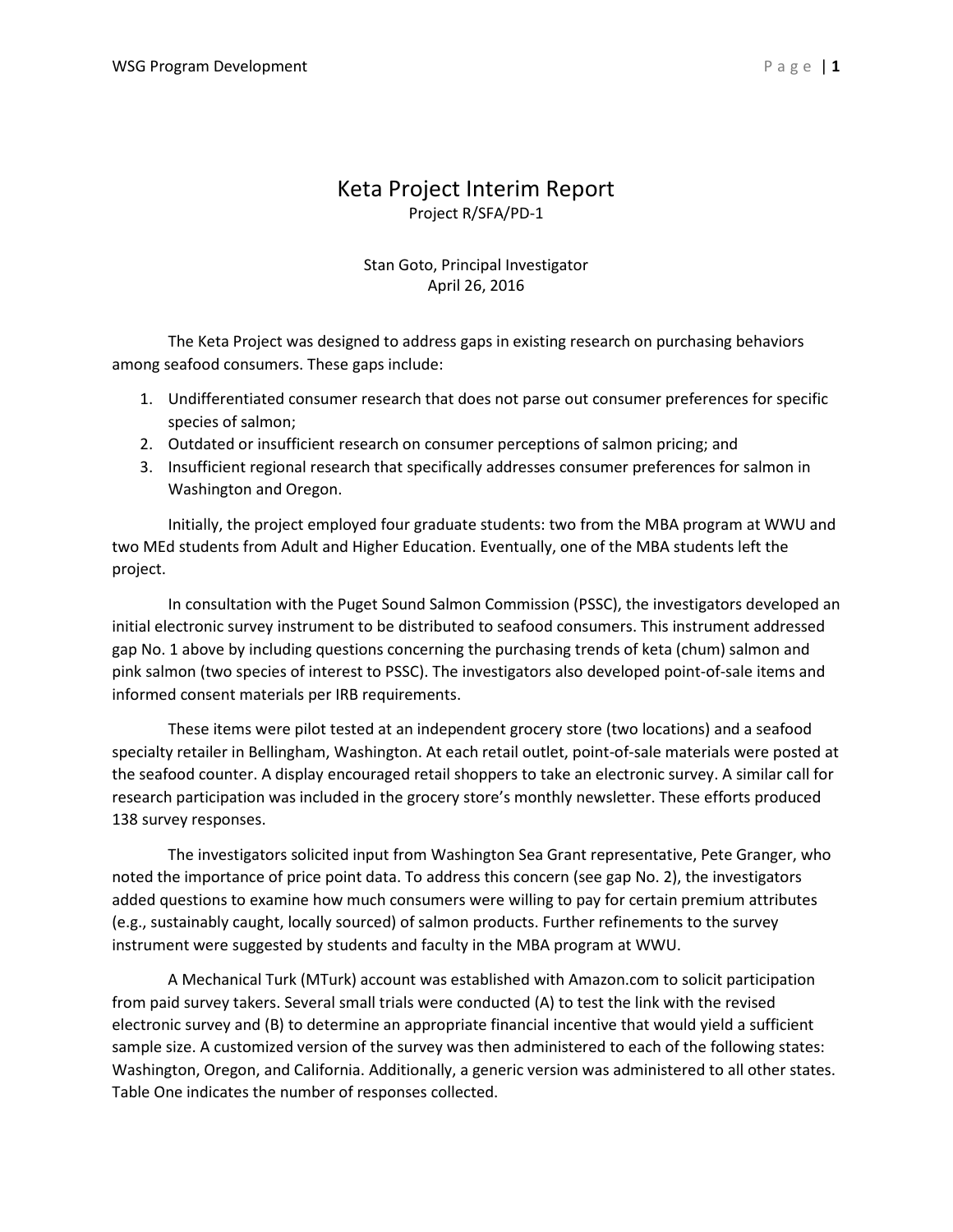# Keta Project Interim Report

Project R/SFA/PD-1

Stan Goto, Principal Investigator
April 26, 2016

The Keta Project was designed to address gaps in existing research on purchasing behaviors among seafood consumers. These gaps include:

1. Undifferentiated consumer research that does not parse out consumer preferences for specific species of salmon;
2. Outdated or insufficient research on consumer perceptions of salmon pricing; and
3. Insufficient regional research that specifically addresses consumer preferences for salmon in Washington and Oregon.

Initially, the project employed four graduate students: two from the MBA program at WWU and two MEd students from Adult and Higher Education. Eventually, one of the MBA students left the project.

In consultation with the Puget Sound Salmon Commission (PSSC), the investigators developed an initial electronic survey instrument to be distributed to seafood consumers. This instrument addressed gap No. 1 above by including questions concerning the purchasing trends of keta (chum) salmon and pink salmon (two species of interest to PSSC). The investigators also developed point-of-sale items and informed consent materials per IRB requirements.

These items were pilot tested at an independent grocery store (two locations) and a seafood specialty retailer in Bellingham, Washington. At each retail outlet, point-of-sale materials were posted at the seafood counter. A display encouraged retail shoppers to take an electronic survey. A similar call for research participation was included in the grocery store's monthly newsletter. These efforts produced 138 survey responses.

The investigators solicited input from Washington Sea Grant representative, Pete Granger, who noted the importance of price point data. To address this concern (see gap No. 2), the investigators added questions to examine how much consumers were willing to pay for certain premium attributes (e.g., sustainably caught, locally sourced) of salmon products. Further refinements to the survey instrument were suggested by students and faculty in the MBA program at WWU.

A Mechanical Turk (MTurk) account was established with Amazon.com to solicit participation from paid survey takers. Several small trials were conducted (A) to test the link with the revised electronic survey and (B) to determine an appropriate financial incentive that would yield a sufficient sample size. A customized version of the survey was then administered to each of the following states: Washington, Oregon, and California. Additionally, a generic version was administered to all other states. Table One indicates the number of responses collected.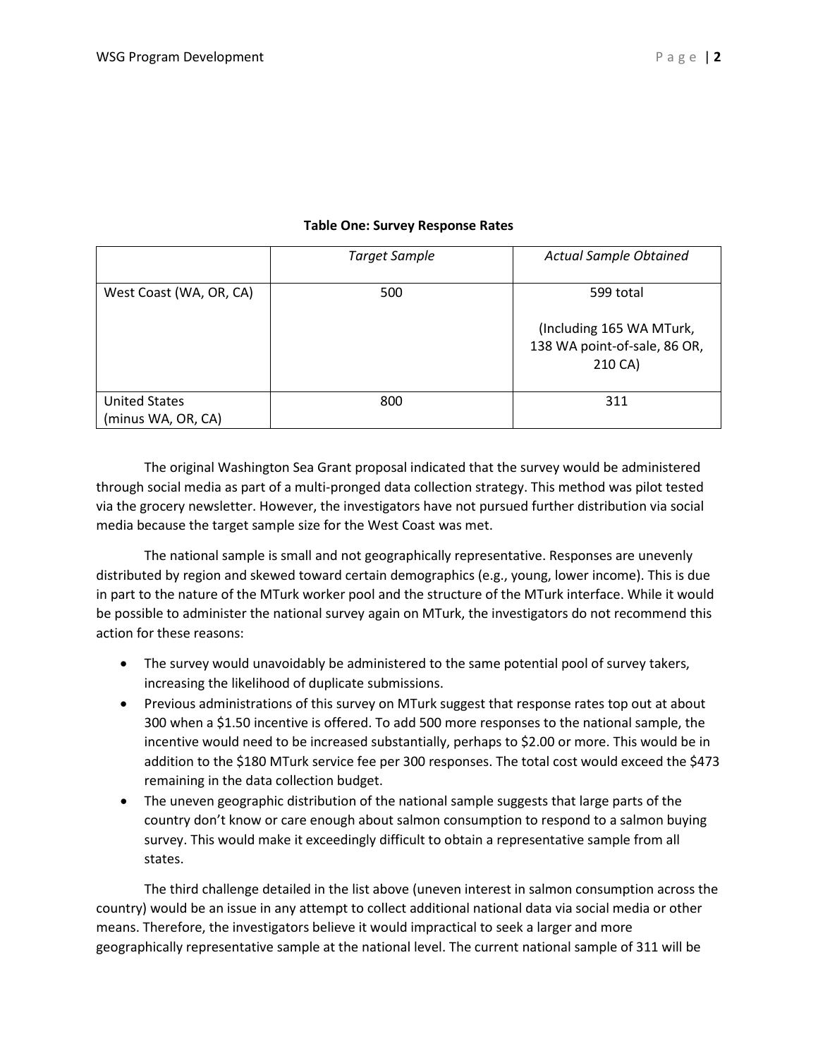**Table One: Survey Response Rates**

| | *Target Sample* | *Actual Sample Obtained* |
|---|---|---|
| West Coast (WA, OR, CA) | 500 | 599 total<br><br>(Including 165 WA MTurk, 138 WA point-of-sale, 86 OR, 210 CA) |
| United States (minus WA, OR, CA) | 800 | 311 |

The original Washington Sea Grant proposal indicated that the survey would be administered through social media as part of a multi-pronged data collection strategy. This method was pilot tested via the grocery newsletter. However, the investigators have not pursued further distribution via social media because the target sample size for the West Coast was met.

The national sample is small and not geographically representative. Responses are unevenly distributed by region and skewed toward certain demographics (e.g., young, lower income). This is due in part to the nature of the MTurk worker pool and the structure of the MTurk interface. While it would be possible to administer the national survey again on MTurk, the investigators do not recommend this action for these reasons:

- The survey would unavoidably be administered to the same potential pool of survey takers, increasing the likelihood of duplicate submissions.
- Previous administrations of this survey on MTurk suggest that response rates top out at about 300 when a $1.50 incentive is offered. To add 500 more responses to the national sample, the incentive would need to be increased substantially, perhaps to $2.00 or more. This would be in addition to the $180 MTurk service fee per 300 responses. The total cost would exceed the $473 remaining in the data collection budget.
- The uneven geographic distribution of the national sample suggests that large parts of the country don't know or care enough about salmon consumption to respond to a salmon buying survey. This would make it exceedingly difficult to obtain a representative sample from all states.

The third challenge detailed in the list above (uneven interest in salmon consumption across the country) would be an issue in any attempt to collect additional national data via social media or other means. Therefore, the investigators believe it would impractical to seek a larger and more geographically representative sample at the national level. The current national sample of 311 will be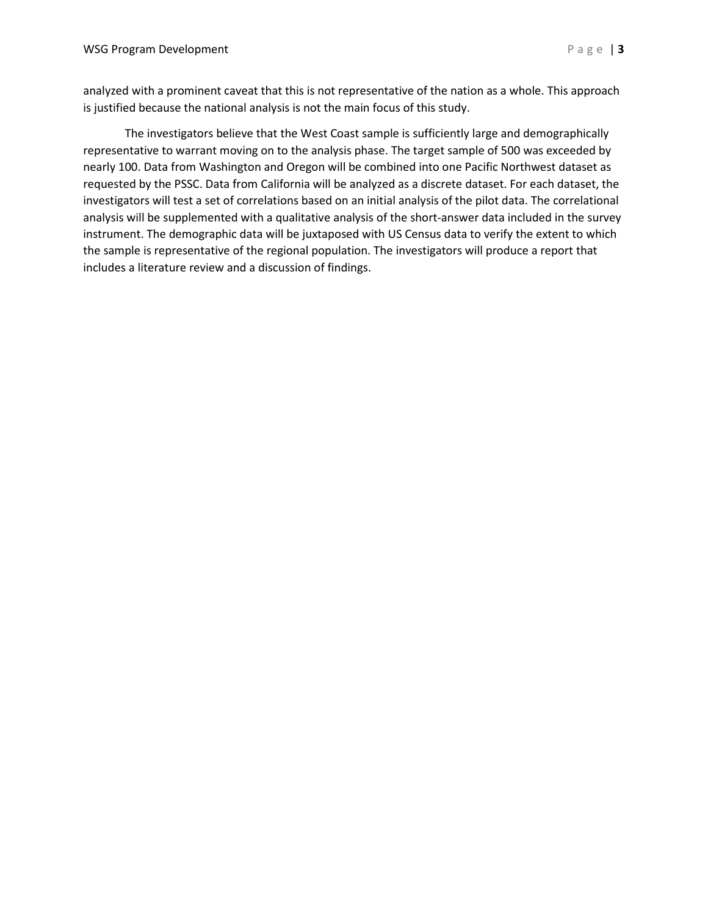analyzed with a prominent caveat that this is not representative of the nation as a whole. This approach is justified because the national analysis is not the main focus of this study.

The investigators believe that the West Coast sample is sufficiently large and demographically representative to warrant moving on to the analysis phase. The target sample of 500 was exceeded by nearly 100. Data from Washington and Oregon will be combined into one Pacific Northwest dataset as requested by the PSSC. Data from California will be analyzed as a discrete dataset. For each dataset, the investigators will test a set of correlations based on an initial analysis of the pilot data. The correlational analysis will be supplemented with a qualitative analysis of the short-answer data included in the survey instrument. The demographic data will be juxtaposed with US Census data to verify the extent to which the sample is representative of the regional population. The investigators will produce a report that includes a literature review and a discussion of findings.